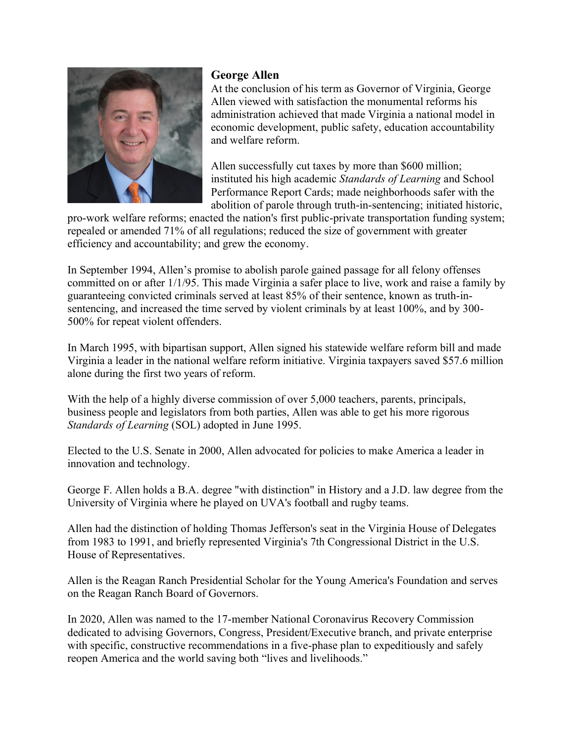## George Allen

At the conclusion of his term as Governor of Virginia, George Allen viewed with satisfaction the monumental reforms his administration achieved that made Virginia a national model in economic development, public safety, education accountability and welfare reform.

Allen successfully cut taxes by more than $600 million; instituted his high academic *Standards of Learning* and School Performance Report Cards; made neighborhoods safer with the abolition of parole through truth-in-sentencing; initiated historic, pro-work welfare reforms; enacted the nation's first public-private transportation funding system; repealed or amended 71% of all regulations; reduced the size of government with greater efficiency and accountability; and grew the economy.

In September 1994, Allen's promise to abolish parole gained passage for all felony offenses committed on or after 1/1/95. This made Virginia a safer place to live, work and raise a family by guaranteeing convicted criminals served at least 85% of their sentence, known as truth-in-sentencing, and increased the time served by violent criminals by at least 100%, and by 300-500% for repeat violent offenders.

In March 1995, with bipartisan support, Allen signed his statewide welfare reform bill and made Virginia a leader in the national welfare reform initiative. Virginia taxpayers saved $57.6 million alone during the first two years of reform.

With the help of a highly diverse commission of over 5,000 teachers, parents, principals, business people and legislators from both parties, Allen was able to get his more rigorous *Standards of Learning* (SOL) adopted in June 1995.

Elected to the U.S. Senate in 2000, Allen advocated for policies to make America a leader in innovation and technology.

George F. Allen holds a B.A. degree "with distinction" in History and a J.D. law degree from the University of Virginia where he played on UVA's football and rugby teams.

Allen had the distinction of holding Thomas Jefferson's seat in the Virginia House of Delegates from 1983 to 1991, and briefly represented Virginia's 7th Congressional District in the U.S. House of Representatives.

Allen is the Reagan Ranch Presidential Scholar for the Young America's Foundation and serves on the Reagan Ranch Board of Governors.

In 2020, Allen was named to the 17-member National Coronavirus Recovery Commission dedicated to advising Governors, Congress, President/Executive branch, and private enterprise with specific, constructive recommendations in a five-phase plan to expeditiously and safely reopen America and the world saving both "lives and livelihoods."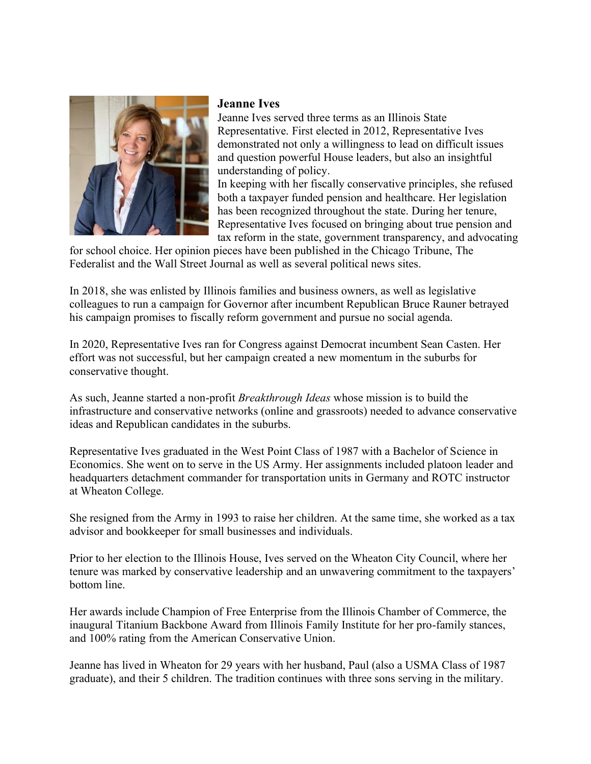**Jeanne Ives**

Jeanne Ives served three terms as an Illinois State Representative. First elected in 2012, Representative Ives demonstrated not only a willingness to lead on difficult issues and question powerful House leaders, but also an insightful understanding of policy.

In keeping with her fiscally conservative principles, she refused both a taxpayer funded pension and healthcare. Her legislation has been recognized throughout the state. During her tenure, Representative Ives focused on bringing about true pension and tax reform in the state, government transparency, and advocating for school choice. Her opinion pieces have been published in the Chicago Tribune, The Federalist and the Wall Street Journal as well as several political news sites.

In 2018, she was enlisted by Illinois families and business owners, as well as legislative colleagues to run a campaign for Governor after incumbent Republican Bruce Rauner betrayed his campaign promises to fiscally reform government and pursue no social agenda.

In 2020, Representative Ives ran for Congress against Democrat incumbent Sean Casten. Her effort was not successful, but her campaign created a new momentum in the suburbs for conservative thought.

As such, Jeanne started a non-profit *Breakthrough Ideas* whose mission is to build the infrastructure and conservative networks (online and grassroots) needed to advance conservative ideas and Republican candidates in the suburbs.

Representative Ives graduated in the West Point Class of 1987 with a Bachelor of Science in Economics. She went on to serve in the US Army. Her assignments included platoon leader and headquarters detachment commander for transportation units in Germany and ROTC instructor at Wheaton College.

She resigned from the Army in 1993 to raise her children. At the same time, she worked as a tax advisor and bookkeeper for small businesses and individuals.

Prior to her election to the Illinois House, Ives served on the Wheaton City Council, where her tenure was marked by conservative leadership and an unwavering commitment to the taxpayers' bottom line.

Her awards include Champion of Free Enterprise from the Illinois Chamber of Commerce, the inaugural Titanium Backbone Award from Illinois Family Institute for her pro-family stances, and 100% rating from the American Conservative Union.

Jeanne has lived in Wheaton for 29 years with her husband, Paul (also a USMA Class of 1987 graduate), and their 5 children. The tradition continues with three sons serving in the military.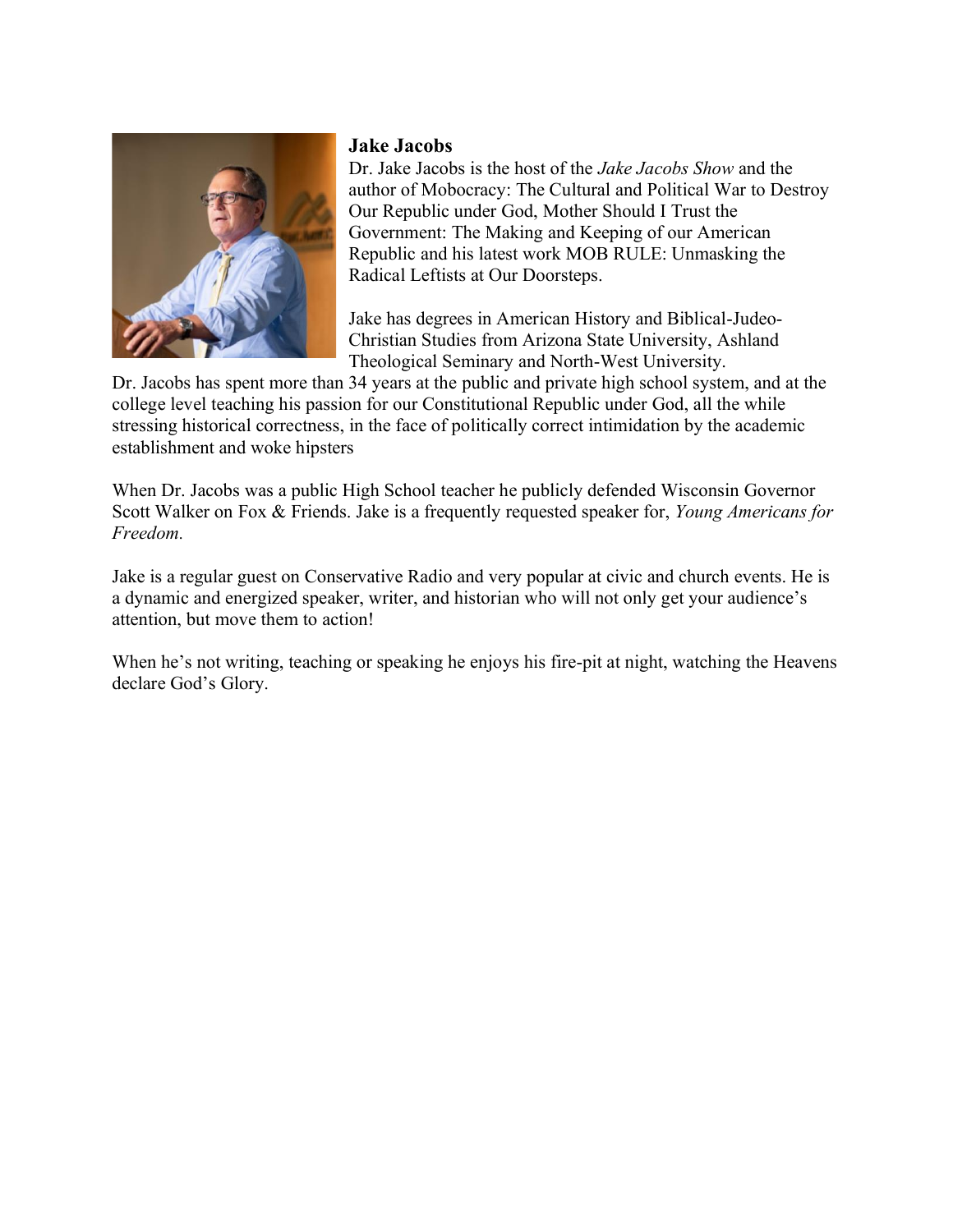**Jake Jacobs**

Dr. Jake Jacobs is the host of the *Jake Jacobs Show* and the author of Mobocracy: The Cultural and Political War to Destroy Our Republic under God, Mother Should I Trust the Government: The Making and Keeping of our American Republic and his latest work MOB RULE: Unmasking the Radical Leftists at Our Doorsteps.

Jake has degrees in American History and Biblical-Judeo-Christian Studies from Arizona State University, Ashland Theological Seminary and North-West University.

Dr. Jacobs has spent more than 34 years at the public and private high school system, and at the college level teaching his passion for our Constitutional Republic under God, all the while stressing historical correctness, in the face of politically correct intimidation by the academic establishment and woke hipsters

When Dr. Jacobs was a public High School teacher he publicly defended Wisconsin Governor Scott Walker on Fox & Friends. Jake is a frequently requested speaker for, *Young Americans for Freedom.*

Jake is a regular guest on Conservative Radio and very popular at civic and church events. He is a dynamic and energized speaker, writer, and historian who will not only get your audience's attention, but move them to action!

When he's not writing, teaching or speaking he enjoys his fire-pit at night, watching the Heavens declare God's Glory.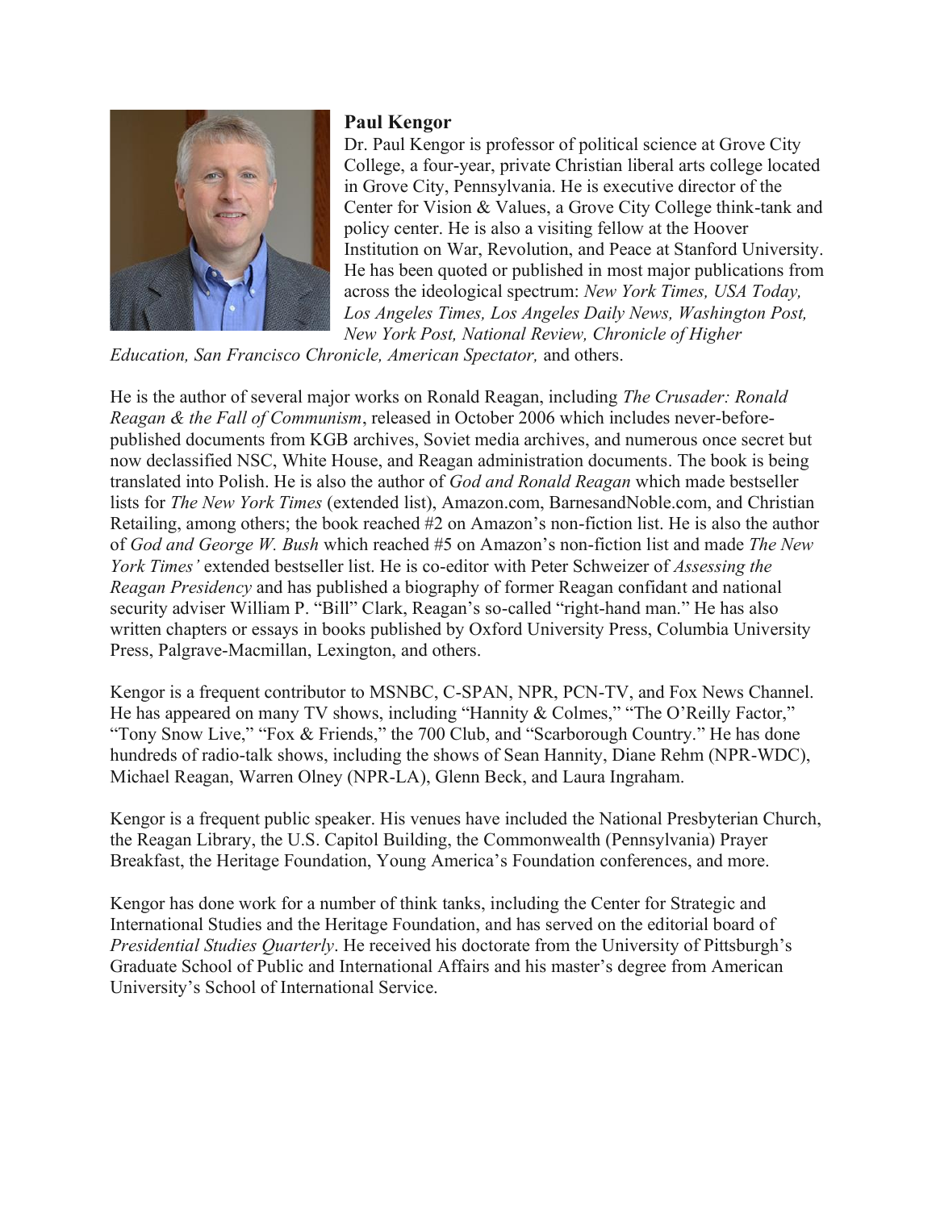**Paul Kengor**

Dr. Paul Kengor is professor of political science at Grove City College, a four-year, private Christian liberal arts college located in Grove City, Pennsylvania. He is executive director of the Center for Vision & Values, a Grove City College think-tank and policy center. He is also a visiting fellow at the Hoover Institution on War, Revolution, and Peace at Stanford University. He has been quoted or published in most major publications from across the ideological spectrum: *New York Times, USA Today, Los Angeles Times, Los Angeles Daily News, Washington Post, New York Post, National Review, Chronicle of Higher Education, San Francisco Chronicle, American Spectator,* and others.

He is the author of several major works on Ronald Reagan, including *The Crusader: Ronald Reagan & the Fall of Communism*, released in October 2006 which includes never-before-published documents from KGB archives, Soviet media archives, and numerous once secret but now declassified NSC, White House, and Reagan administration documents. The book is being translated into Polish. He is also the author of *God and Ronald Reagan* which made bestseller lists for *The New York Times* (extended list), Amazon.com, BarnesandNoble.com, and Christian Retailing, among others; the book reached #2 on Amazon's non-fiction list. He is also the author of *God and George W. Bush* which reached #5 on Amazon's non-fiction list and made *The New York Times'* extended bestseller list. He is co-editor with Peter Schweizer of *Assessing the Reagan Presidency* and has published a biography of former Reagan confidant and national security adviser William P. "Bill" Clark, Reagan's so-called "right-hand man." He has also written chapters or essays in books published by Oxford University Press, Columbia University Press, Palgrave-Macmillan, Lexington, and others.

Kengor is a frequent contributor to MSNBC, C-SPAN, NPR, PCN-TV, and Fox News Channel. He has appeared on many TV shows, including "Hannity & Colmes," "The O'Reilly Factor," "Tony Snow Live," "Fox & Friends," the 700 Club, and "Scarborough Country." He has done hundreds of radio-talk shows, including the shows of Sean Hannity, Diane Rehm (NPR-WDC), Michael Reagan, Warren Olney (NPR-LA), Glenn Beck, and Laura Ingraham.

Kengor is a frequent public speaker. His venues have included the National Presbyterian Church, the Reagan Library, the U.S. Capitol Building, the Commonwealth (Pennsylvania) Prayer Breakfast, the Heritage Foundation, Young America's Foundation conferences, and more.

Kengor has done work for a number of think tanks, including the Center for Strategic and International Studies and the Heritage Foundation, and has served on the editorial board of *Presidential Studies Quarterly*. He received his doctorate from the University of Pittsburgh's Graduate School of Public and International Affairs and his master's degree from American University's School of International Service.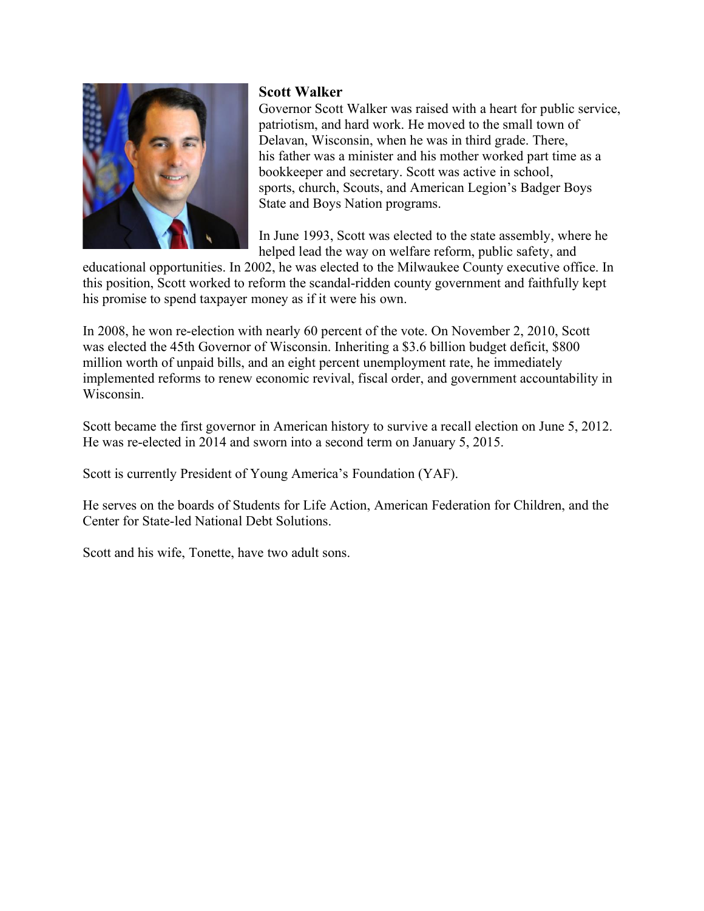**Scott Walker**

Governor Scott Walker was raised with a heart for public service, patriotism, and hard work. He moved to the small town of Delavan, Wisconsin, when he was in third grade. There, his father was a minister and his mother worked part time as a bookkeeper and secretary. Scott was active in school, sports, church, Scouts, and American Legion's Badger Boys State and Boys Nation programs.

In June 1993, Scott was elected to the state assembly, where he helped lead the way on welfare reform, public safety, and educational opportunities. In 2002, he was elected to the Milwaukee County executive office. In this position, Scott worked to reform the scandal-ridden county government and faithfully kept his promise to spend taxpayer money as if it were his own.

In 2008, he won re-election with nearly 60 percent of the vote. On November 2, 2010, Scott was elected the 45th Governor of Wisconsin. Inheriting a $3.6 billion budget deficit, $800 million worth of unpaid bills, and an eight percent unemployment rate, he immediately implemented reforms to renew economic revival, fiscal order, and government accountability in Wisconsin.

Scott became the first governor in American history to survive a recall election on June 5, 2012. He was re-elected in 2014 and sworn into a second term on January 5, 2015.

Scott is currently President of Young America's Foundation (YAF).

He serves on the boards of Students for Life Action, American Federation for Children, and the Center for State-led National Debt Solutions.

Scott and his wife, Tonette, have two adult sons.